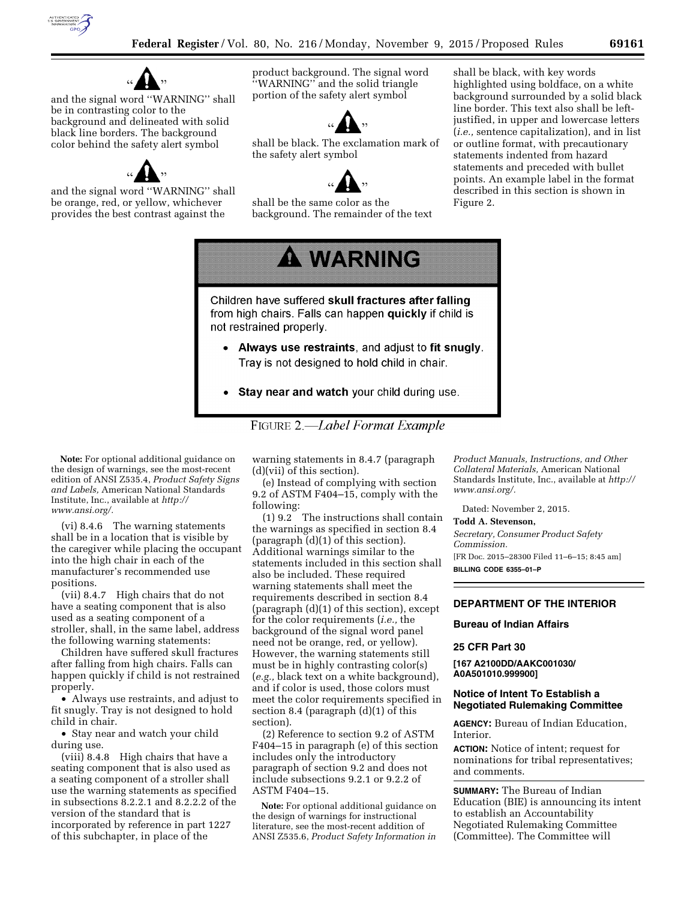"⚠" and the signal word "WARNING" shall be in contrasting color to the background and delineated with solid black line borders. The background color behind the safety alert symbol

"⚠" and the signal word "WARNING" shall be orange, red, or yellow, whichever provides the best contrast against the product background. The signal word "WARNING" and the solid triangle portion of the safety alert symbol

"⚠" shall be black. The exclamation mark of the safety alert symbol

"⚠" shall be the same color as the background. The remainder of the text shall be black, with key words highlighted using boldface, on a white background surrounded by a solid black line border. This text also shall be left-justified, in upper and lowercase letters (*i.e.,* sentence capitalization), and in list or outline format, with precautionary statements indented from hazard statements and preceded with bullet points. An example label in the format described in this section is shown in Figure 2.

> **⚠ WARNING**
>
> Children have suffered **skull fractures after falling** from high chairs. Falls can happen **quickly** if child is not restrained properly.
>
> - **Always use restraints**, and adjust to **fit snugly**. Tray is not designed to hold child in chair.
> - **Stay near and watch** your child during use.

FIGURE 2.—*Label Format Example*

**Note:** For optional additional guidance on the design of warnings, see the most-recent edition of ANSI Z535.4, *Product Safety Signs and Labels,* American National Standards Institute, Inc., available at *http://www.ansi.org/.*

(vi) 8.4.6 The warning statements shall be in a location that is visible by the caregiver while placing the occupant into the high chair in each of the manufacturer's recommended use positions.

(vii) 8.4.7 High chairs that do not have a seating component that is also used as a seating component of a stroller, shall, in the same label, address the following warning statements:

Children have suffered skull fractures after falling from high chairs. Falls can happen quickly if child is not restrained properly.

- Always use restraints, and adjust to fit snugly. Tray is not designed to hold child in chair.
- Stay near and watch your child during use.

(viii) 8.4.8 High chairs that have a seating component that is also used as a seating component of a stroller shall use the warning statements as specified in subsections 8.2.2.1 and 8.2.2.2 of the version of the standard that is incorporated by reference in part 1227 of this subchapter, in place of the warning statements in 8.4.7 (paragraph (d)(vii) of this section).

(e) Instead of complying with section 9.2 of ASTM F404–15, comply with the following:

(1) 9.2 The instructions shall contain the warnings as specified in section 8.4 (paragraph (d)(1) of this section). Additional warnings similar to the statements included in this section shall also be included. These required warning statements shall meet the requirements described in section 8.4 (paragraph (d)(1) of this section), except for the color requirements (*i.e.,* the background of the signal word panel need not be orange, red, or yellow). However, the warning statements still must be in highly contrasting color(s) (*e.g.,* black text on a white background), and if color is used, those colors must meet the color requirements specified in section 8.4 (paragraph (d)(1) of this section).

(2) Reference to section 9.2 of ASTM F404–15 in paragraph (e) of this section includes only the introductory paragraph of section 9.2 and does not include subsections 9.2.1 or 9.2.2 of ASTM F404–15.

**Note:** For optional additional guidance on the design of warnings for instructional literature, see the most-recent addition of ANSI Z535.6, *Product Safety Information in Product Manuals, Instructions, and Other Collateral Materials,* American National Standards Institute, Inc., available at *http://www.ansi.org/.*

Dated: November 2, 2015.

**Todd A. Stevenson,**

*Secretary, Consumer Product Safety Commission.*

[FR Doc. 2015–28300 Filed 11–6–15; 8:45 am]

**BILLING CODE 6355–01–P**

---

## DEPARTMENT OF THE INTERIOR

### Bureau of Indian Affairs

### 25 CFR Part 30

**[167 A2100DD/AAKC001030/A0A501010.999900]**

### Notice of Intent To Establish a Negotiated Rulemaking Committee

**AGENCY:** Bureau of Indian Education, Interior.

**ACTION:** Notice of intent; request for nominations for tribal representatives; and comments.

**SUMMARY:** The Bureau of Indian Education (BIE) is announcing its intent to establish an Accountability Negotiated Rulemaking Committee (Committee). The Committee will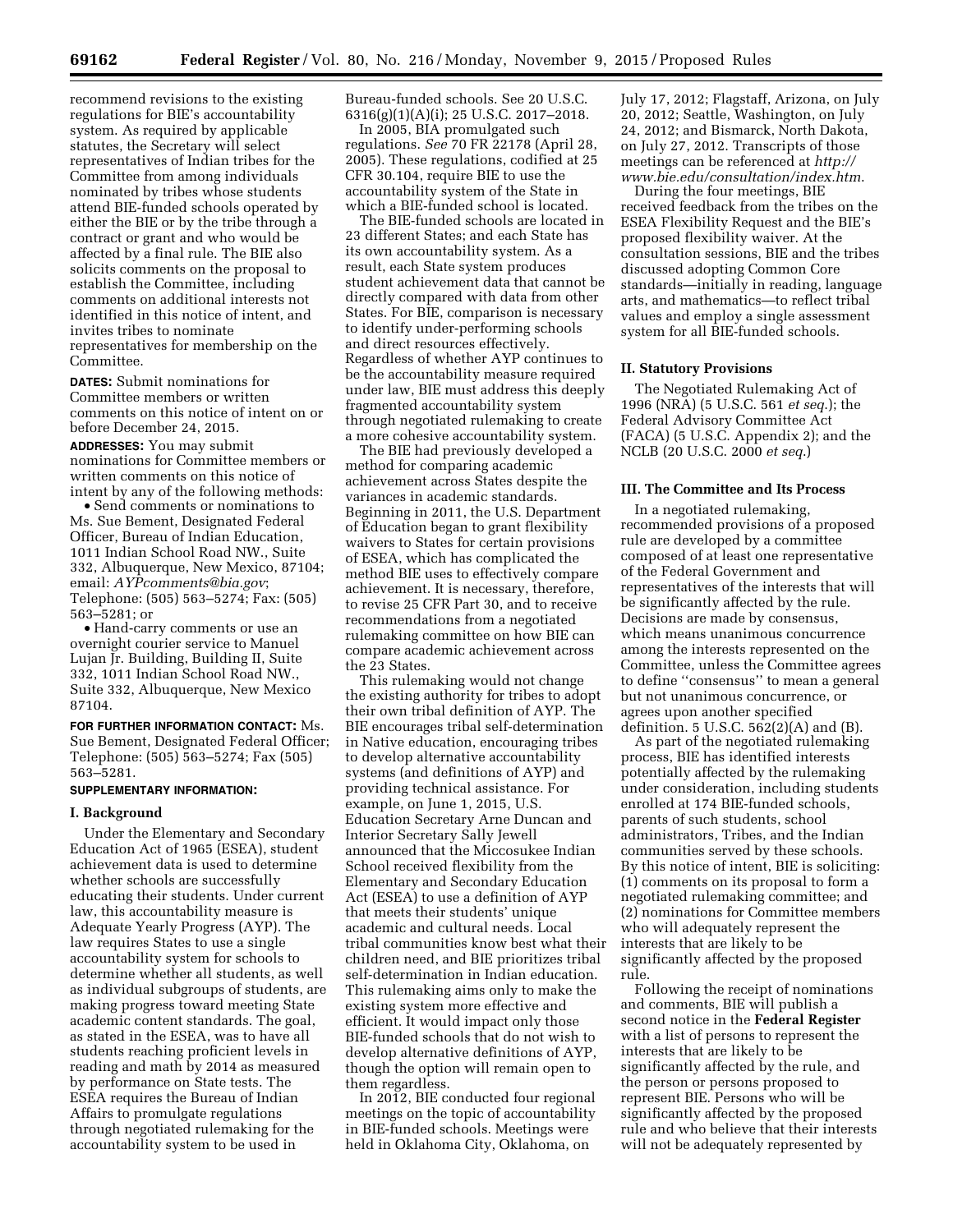recommend revisions to the existing regulations for BIE's accountability system. As required by applicable statutes, the Secretary will select representatives of Indian tribes for the Committee from among individuals nominated by tribes whose students attend BIE-funded schools operated by either the BIE or by the tribe through a contract or grant and who would be affected by a final rule. The BIE also solicits comments on the proposal to establish the Committee, including comments on additional interests not identified in this notice of intent, and invites tribes to nominate representatives for membership on the Committee.

**DATES:** Submit nominations for Committee members or written comments on this notice of intent on or before December 24, 2015.

**ADDRESSES:** You may submit nominations for Committee members or written comments on this notice of intent by any of the following methods:

- Send comments or nominations to Ms. Sue Bement, Designated Federal Officer, Bureau of Indian Education, 1011 Indian School Road NW., Suite 332, Albuquerque, New Mexico, 87104; email: *AYPcomments@bia.gov*; Telephone: (505) 563–5274; Fax: (505) 563–5281; or
- Hand-carry comments or use an overnight courier service to Manuel Lujan Jr. Building, Building II, Suite 332, 1011 Indian School Road NW., Suite 332, Albuquerque, New Mexico 87104.

**FOR FURTHER INFORMATION CONTACT:** Ms. Sue Bement, Designated Federal Officer; Telephone: (505) 563–5274; Fax (505) 563–5281.

**SUPPLEMENTARY INFORMATION:**

## I. Background

Under the Elementary and Secondary Education Act of 1965 (ESEA), student achievement data is used to determine whether schools are successfully educating their students. Under current law, this accountability measure is Adequate Yearly Progress (AYP). The law requires States to use a single accountability system for schools to determine whether all students, as well as individual subgroups of students, are making progress toward meeting State academic content standards. The goal, as stated in the ESEA, was to have all students reaching proficient levels in reading and math by 2014 as measured by performance on State tests. The ESEA requires the Bureau of Indian Affairs to promulgate regulations through negotiated rulemaking for the accountability system to be used in Bureau-funded schools. See 20 U.S.C. 6316(g)(1)(A)(i); 25 U.S.C. 2017–2018.

In 2005, BIA promulgated such regulations. *See* 70 FR 22178 (April 28, 2005). These regulations, codified at 25 CFR 30.104, require BIE to use the accountability system of the State in which a BIE-funded school is located.

The BIE-funded schools are located in 23 different States; and each State has its own accountability system. As a result, each State system produces student achievement data that cannot be directly compared with data from other States. For BIE, comparison is necessary to identify under-performing schools and direct resources effectively. Regardless of whether AYP continues to be the accountability measure required under law, BIE must address this deeply fragmented accountability system through negotiated rulemaking to create a more cohesive accountability system.

The BIE had previously developed a method for comparing academic achievement across States despite the variances in academic standards. Beginning in 2011, the U.S. Department of Education began to grant flexibility waivers to States for certain provisions of ESEA, which has complicated the method BIE uses to effectively compare achievement. It is necessary, therefore, to revise 25 CFR Part 30, and to receive recommendations from a negotiated rulemaking committee on how BIE can compare academic achievement across the 23 States.

This rulemaking would not change the existing authority for tribes to adopt their own tribal definition of AYP. The BIE encourages tribal self-determination in Native education, encouraging tribes to develop alternative accountability systems (and definitions of AYP) and providing technical assistance. For example, on June 1, 2015, U.S. Education Secretary Arne Duncan and Interior Secretary Sally Jewell announced that the Miccosukee Indian School received flexibility from the Elementary and Secondary Education Act (ESEA) to use a definition of AYP that meets their students' unique academic and cultural needs. Local tribal communities know best what their children need, and BIE prioritizes tribal self-determination in Indian education. This rulemaking aims only to make the existing system more effective and efficient. It would impact only those BIE-funded schools that do not wish to develop alternative definitions of AYP, though the option will remain open to them regardless.

In 2012, BIE conducted four regional meetings on the topic of accountability in BIE-funded schools. Meetings were held in Oklahoma City, Oklahoma, on July 17, 2012; Flagstaff, Arizona, on July 20, 2012; Seattle, Washington, on July 24, 2012; and Bismarck, North Dakota, on July 27, 2012. Transcripts of those meetings can be referenced at *http://www.bie.edu/consultation/index.htm*.

During the four meetings, BIE received feedback from the tribes on the ESEA Flexibility Request and the BIE's proposed flexibility waiver. At the consultation sessions, BIE and the tribes discussed adopting Common Core standards—initially in reading, language arts, and mathematics—to reflect tribal values and employ a single assessment system for all BIE-funded schools.

## II. Statutory Provisions

The Negotiated Rulemaking Act of 1996 (NRA) (5 U.S.C. 561 *et seq.*); the Federal Advisory Committee Act (FACA) (5 U.S.C. Appendix 2); and the NCLB (20 U.S.C. 2000 *et seq.*)

## III. The Committee and Its Process

In a negotiated rulemaking, recommended provisions of a proposed rule are developed by a committee composed of at least one representative of the Federal Government and representatives of the interests that will be significantly affected by the rule. Decisions are made by consensus, which means unanimous concurrence among the interests represented on the Committee, unless the Committee agrees to define "consensus" to mean a general but not unanimous concurrence, or agrees upon another specified definition. 5 U.S.C. 562(2)(A) and (B).

As part of the negotiated rulemaking process, BIE has identified interests potentially affected by the rulemaking under consideration, including students enrolled at 174 BIE-funded schools, parents of such students, school administrators, Tribes, and the Indian communities served by these schools. By this notice of intent, BIE is soliciting: (1) comments on its proposal to form a negotiated rulemaking committee; and (2) nominations for Committee members who will adequately represent the interests that are likely to be significantly affected by the proposed rule.

Following the receipt of nominations and comments, BIE will publish a second notice in the **Federal Register** with a list of persons to represent the interests that are likely to be significantly affected by the rule, and the person or persons proposed to represent BIE. Persons who will be significantly affected by the proposed rule and who believe that their interests will not be adequately represented by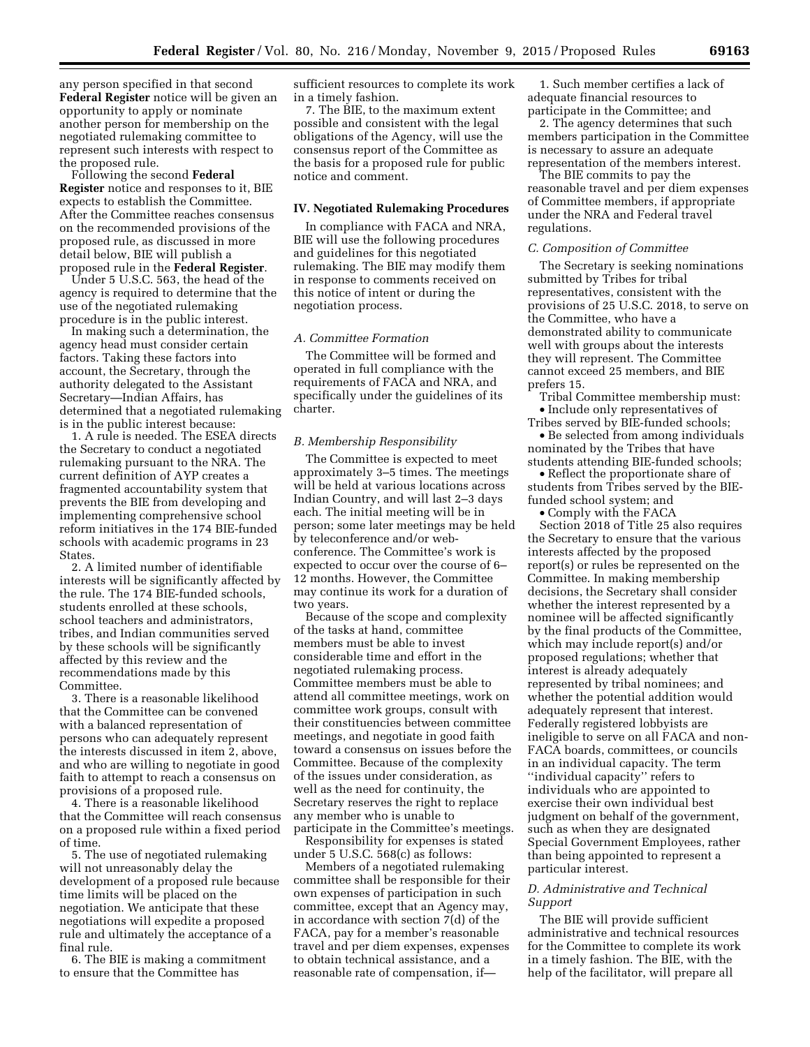any person specified in that second **Federal Register** notice will be given an opportunity to apply or nominate another person for membership on the negotiated rulemaking committee to represent such interests with respect to the proposed rule.

Following the second **Federal Register** notice and responses to it, BIE expects to establish the Committee. After the Committee reaches consensus on the recommended provisions of the proposed rule, as discussed in more detail below, BIE will publish a proposed rule in the **Federal Register**.

Under 5 U.S.C. 563, the head of the agency is required to determine that the use of the negotiated rulemaking procedure is in the public interest.

In making such a determination, the agency head must consider certain factors. Taking these factors into account, the Secretary, through the authority delegated to the Assistant Secretary—Indian Affairs, has determined that a negotiated rulemaking is in the public interest because:

1. A rule is needed. The ESEA directs the Secretary to conduct a negotiated rulemaking pursuant to the NRA. The current definition of AYP creates a fragmented accountability system that prevents the BIE from developing and implementing comprehensive school reform initiatives in the 174 BIE-funded schools with academic programs in 23 States.

2. A limited number of identifiable interests will be significantly affected by the rule. The 174 BIE-funded schools, students enrolled at these schools, school teachers and administrators, tribes, and Indian communities served by these schools will be significantly affected by this review and the recommendations made by this Committee.

3. There is a reasonable likelihood that the Committee can be convened with a balanced representation of persons who can adequately represent the interests discussed in item 2, above, and who are willing to negotiate in good faith to attempt to reach a consensus on provisions of a proposed rule.

4. There is a reasonable likelihood that the Committee will reach consensus on a proposed rule within a fixed period of time.

5. The use of negotiated rulemaking will not unreasonably delay the development of a proposed rule because time limits will be placed on the negotiation. We anticipate that these negotiations will expedite a proposed rule and ultimately the acceptance of a final rule.

6. The BIE is making a commitment to ensure that the Committee has sufficient resources to complete its work in a timely fashion.

7. The BIE, to the maximum extent possible and consistent with the legal obligations of the Agency, will use the consensus report of the Committee as the basis for a proposed rule for public notice and comment.

## IV. Negotiated Rulemaking Procedures

In compliance with FACA and NRA, BIE will use the following procedures and guidelines for this negotiated rulemaking. The BIE may modify them in response to comments received on this notice of intent or during the negotiation process.

### *A. Committee Formation*

The Committee will be formed and operated in full compliance with the requirements of FACA and NRA, and specifically under the guidelines of its charter.

### *B. Membership Responsibility*

The Committee is expected to meet approximately 3–5 times. The meetings will be held at various locations across Indian Country, and will last 2–3 days each. The initial meeting will be in person; some later meetings may be held by teleconference and/or web-conference. The Committee's work is expected to occur over the course of 6–12 months. However, the Committee may continue its work for a duration of two years.

Because of the scope and complexity of the tasks at hand, committee members must be able to invest considerable time and effort in the negotiated rulemaking process. Committee members must be able to attend all committee meetings, work on committee work groups, consult with their constituencies between committee meetings, and negotiate in good faith toward a consensus on issues before the Committee. Because of the complexity of the issues under consideration, as well as the need for continuity, the Secretary reserves the right to replace any member who is unable to participate in the Committee's meetings.

Responsibility for expenses is stated under 5 U.S.C. 568(c) as follows:

Members of a negotiated rulemaking committee shall be responsible for their own expenses of participation in such committee, except that an Agency may, in accordance with section 7(d) of the FACA, pay for a member's reasonable travel and per diem expenses, expenses to obtain technical assistance, and a reasonable rate of compensation, if—

1. Such member certifies a lack of adequate financial resources to participate in the Committee; and

2. The agency determines that such members participation in the Committee is necessary to assure an adequate representation of the members interest.

The BIE commits to pay the reasonable travel and per diem expenses of Committee members, if appropriate under the NRA and Federal travel regulations.

### *C. Composition of Committee*

The Secretary is seeking nominations submitted by Tribes for tribal representatives, consistent with the provisions of 25 U.S.C. 2018, to serve on the Committee, who have a demonstrated ability to communicate well with groups about the interests they will represent. The Committee cannot exceed 25 members, and BIE prefers 15.

Tribal Committee membership must:

- Include only representatives of Tribes served by BIE-funded schools;
- Be selected from among individuals nominated by the Tribes that have students attending BIE-funded schools;
- Reflect the proportionate share of students from Tribes served by the BIE-funded school system; and
- Comply with the FACA

Section 2018 of Title 25 also requires the Secretary to ensure that the various interests affected by the proposed report(s) or rules be represented on the Committee. In making membership decisions, the Secretary shall consider whether the interest represented by a nominee will be affected significantly by the final products of the Committee, which may include report(s) and/or proposed regulations; whether that interest is already adequately represented by tribal nominees; and whether the potential addition would adequately represent that interest. Federally registered lobbyists are ineligible to serve on all FACA and non-FACA boards, committees, or councils in an individual capacity. The term ''individual capacity'' refers to individuals who are appointed to exercise their own individual best judgment on behalf of the government, such as when they are designated Special Government Employees, rather than being appointed to represent a particular interest.

### *D. Administrative and Technical Support*

The BIE will provide sufficient administrative and technical resources for the Committee to complete its work in a timely fashion. The BIE, with the help of the facilitator, will prepare all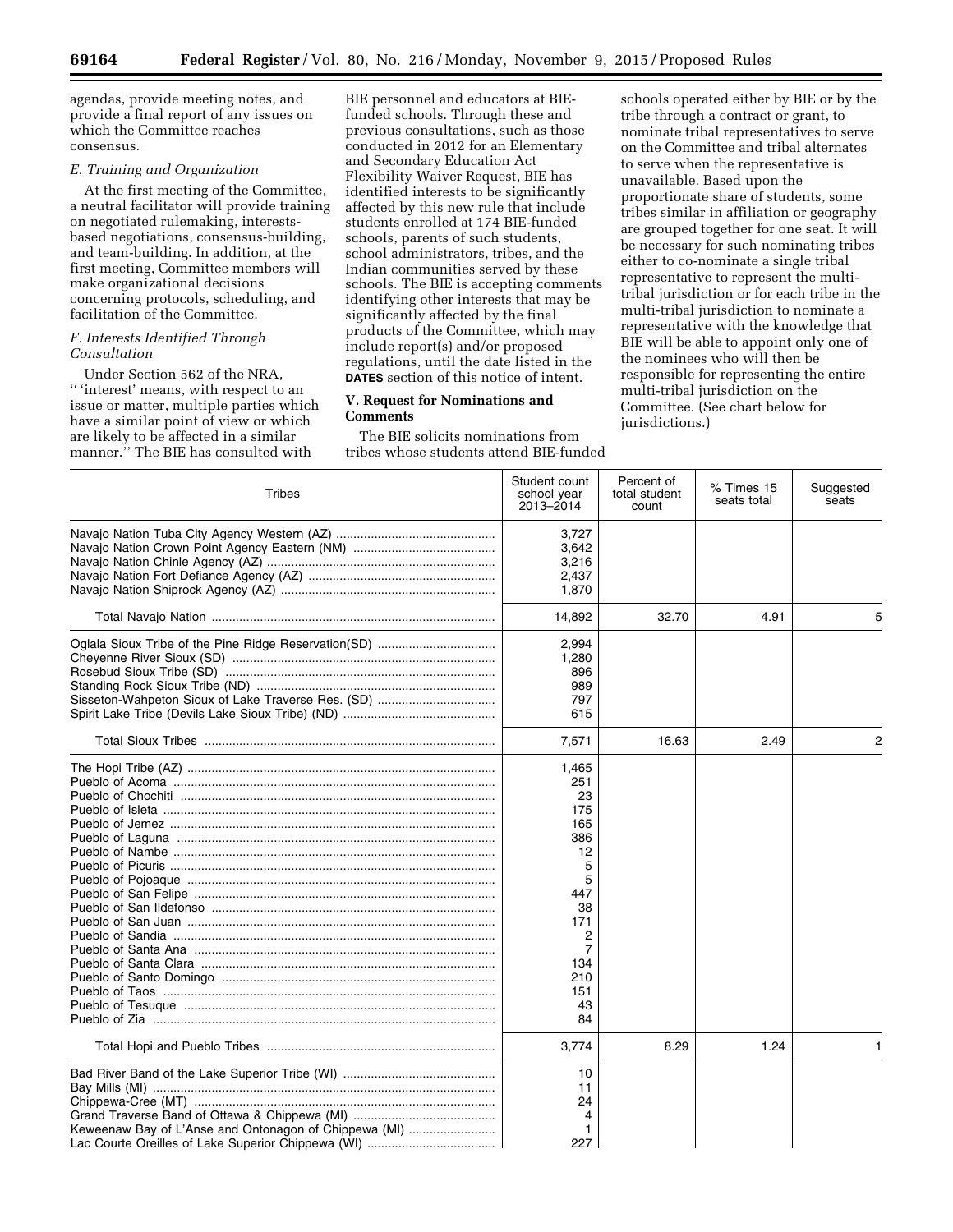agendas, provide meeting notes, and provide a final report of any issues on which the Committee reaches consensus.

### *E. Training and Organization*

At the first meeting of the Committee, a neutral facilitator will provide training on negotiated rulemaking, interests-based negotiations, consensus-building, and team-building. In addition, at the first meeting, Committee members will make organizational decisions concerning protocols, scheduling, and facilitation of the Committee.

### *F. Interests Identified Through Consultation*

Under Section 562 of the NRA, "'interest' means, with respect to an issue or matter, multiple parties which have a similar point of view or which are likely to be affected in a similar manner." The BIE has consulted with BIE personnel and educators at BIE-funded schools. Through these and previous consultations, such as those conducted in 2012 for an Elementary and Secondary Education Act Flexibility Waiver Request, BIE has identified interests to be significantly affected by this new rule that include students enrolled at 174 BIE-funded schools, parents of such students, school administrators, tribes, and the Indian communities served by these schools. The BIE is accepting comments identifying other interests that may be significantly affected by the final products of the Committee, which may include report(s) and/or proposed regulations, until the date listed in the **DATES** section of this notice of intent.

## V. Request for Nominations and Comments

The BIE solicits nominations from tribes whose students attend BIE-funded schools operated either by BIE or by the tribe through a contract or grant, to nominate tribal representatives to serve on the Committee and tribal alternates to serve when the representative is unavailable. Based upon the proportionate share of students, some tribes similar in affiliation or geography are grouped together for one seat. It will be necessary for such nominating tribes either to co-nominate a single tribal representative to represent the multi-tribal jurisdiction or for each tribe in the multi-tribal jurisdiction to nominate a representative with the knowledge that BIE will be able to appoint only one of the nominees who will then be responsible for representing the entire multi-tribal jurisdiction on the Committee. (See chart below for jurisdictions.)

| Tribes | Student count school year 2013–2014 | Percent of total student count | % Times 15 seats total | Suggested seats |
|---|---|---|---|---|
| Navajo Nation Tuba City Agency Western (AZ) | 3,727 | | | |
| Navajo Nation Crown Point Agency Eastern (NM) | 3,642 | | | |
| Navajo Nation Chinle Agency (AZ) | 3,216 | | | |
| Navajo Nation Fort Defiance Agency (AZ) | 2,437 | | | |
| Navajo Nation Shiprock Agency (AZ) | 1,870 | | | |
| Total Navajo Nation | 14,892 | 32.70 | 4.91 | 5 |
| Oglala Sioux Tribe of the Pine Ridge Reservation(SD) | 2,994 | | | |
| Cheyenne River Sioux (SD) | 1,280 | | | |
| Rosebud Sioux Tribe (SD) | 896 | | | |
| Standing Rock Sioux Tribe (ND) | 989 | | | |
| Sisseton-Wahpeton Sioux of Lake Traverse Res. (SD) | 797 | | | |
| Spirit Lake Tribe (Devils Lake Sioux Tribe) (ND) | 615 | | | |
| Total Sioux Tribes | 7,571 | 16.63 | 2.49 | 2 |
| The Hopi Tribe (AZ) | 1,465 | | | |
| Pueblo of Acoma | 251 | | | |
| Pueblo of Chochiti | 23 | | | |
| Pueblo of Isleta | 175 | | | |
| Pueblo of Jemez | 165 | | | |
| Pueblo of Laguna | 386 | | | |
| Pueblo of Nambe | 12 | | | |
| Pueblo of Picuris | 5 | | | |
| Pueblo of Pojoaque | 5 | | | |
| Pueblo of San Felipe | 447 | | | |
| Pueblo of San Ildefonso | 38 | | | |
| Pueblo of San Juan | 171 | | | |
| Pueblo of Sandia | 2 | | | |
| Pueblo of Santa Ana | 7 | | | |
| Pueblo of Santa Clara | 134 | | | |
| Pueblo of Santo Domingo | 210 | | | |
| Pueblo of Taos | 151 | | | |
| Pueblo of Tesuque | 43 | | | |
| Pueblo of Zia | 84 | | | |
| Total Hopi and Pueblo Tribes | 3,774 | 8.29 | 1.24 | 1 |
| Bad River Band of the Lake Superior Tribe (WI) | 10 | | | |
| Bay Mills (MI) | 11 | | | |
| Chippewa-Cree (MT) | 24 | | | |
| Grand Traverse Band of Ottawa & Chippewa (MI) | 4 | | | |
| Keweenaw Bay of L'Anse and Ontonagon of Chippewa (MI) | 1 | | | |
| Lac Courte Oreilles of Lake Superior Chippewa (WI) | 227 | | | |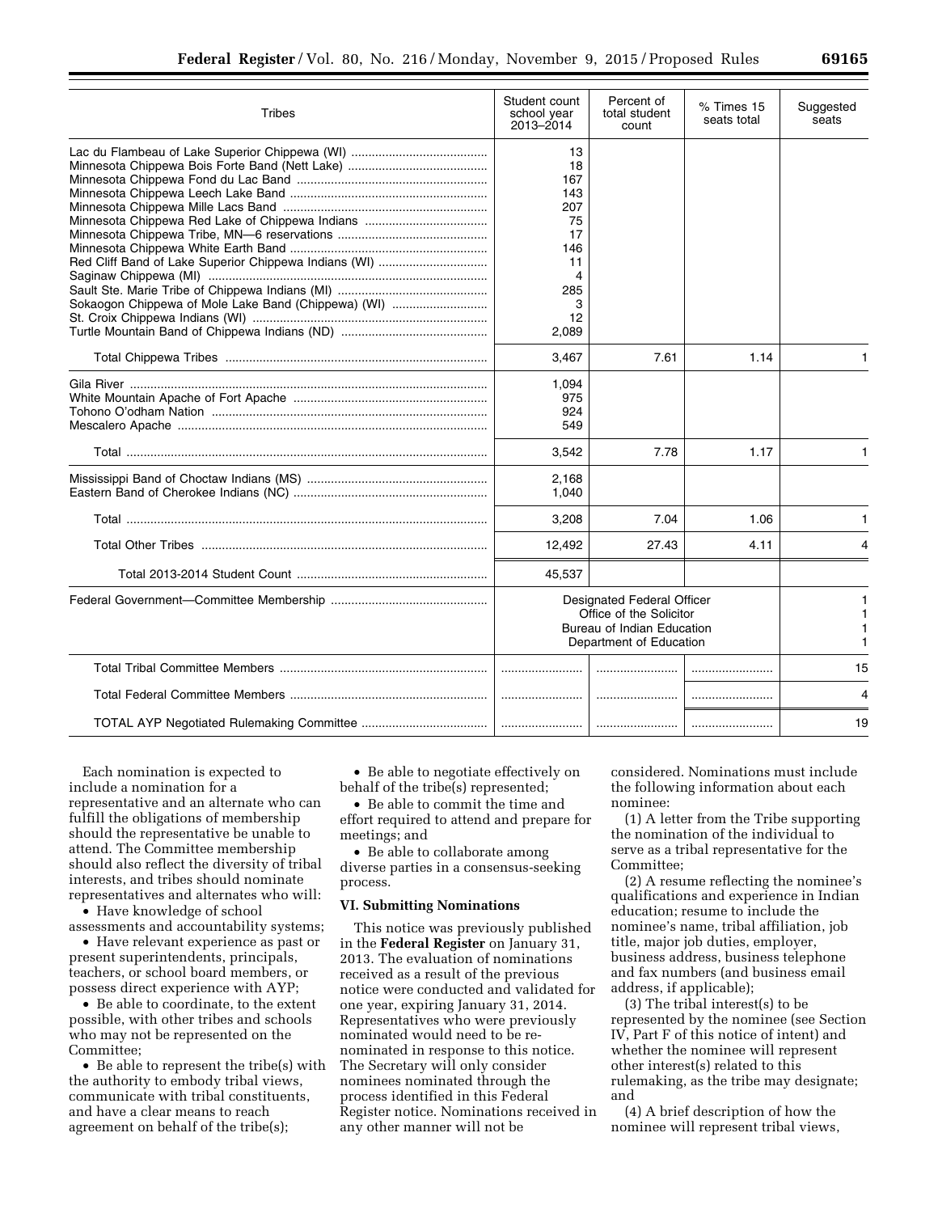| Tribes | Student count school year 2013–2014 | Percent of total student count | % Times 15 seats total | Suggested seats |
|---|---|---|---|---|
| Lac du Flambeau of Lake Superior Chippewa (WI) | 13 | | | |
| Minnesota Chippewa Bois Forte Band (Nett Lake) | 18 | | | |
| Minnesota Chippewa Fond du Lac Band | 167 | | | |
| Minnesota Chippewa Leech Lake Band | 143 | | | |
| Minnesota Chippewa Mille Lacs Band | 207 | | | |
| Minnesota Chippewa Red Lake of Chippewa Indians | 75 | | | |
| Minnesota Chippewa Tribe, MN—6 reservations | 17 | | | |
| Minnesota Chippewa White Earth Band | 146 | | | |
| Red Cliff Band of Lake Superior Chippewa Indians (WI) | 11 | | | |
| Saginaw Chippewa (MI) | 4 | | | |
| Sault Ste. Marie Tribe of Chippewa Indians (MI) | 285 | | | |
| Sokaogon Chippewa of Mole Lake Band (Chippewa) (WI) | 3 | | | |
| St. Croix Chippewa Indians (WI) | 12 | | | |
| Turtle Mountain Band of Chippewa Indians (ND) | 2,089 | | | |
| Total Chippewa Tribes | 3,467 | 7.61 | 1.14 | 1 |
| Gila River | 1,094 | | | |
| White Mountain Apache of Fort Apache | 975 | | | |
| Tohono O'odham Nation | 924 | | | |
| Mescalero Apache | 549 | | | |
| Total | 3,542 | 7.78 | 1.17 | 1 |
| Mississippi Band of Choctaw Indians (MS) | 2,168 | | | |
| Eastern Band of Cherokee Indians (NC) | 1,040 | | | |
| Total | 3,208 | 7.04 | 1.06 | 1 |
| Total Other Tribes | 12,492 | 27.43 | 4.11 | 4 |
| Total 2013-2014 Student Count | 45,537 | | | |
| Federal Government—Committee Membership | Designated Federal Officer | | | 1 |
| | Office of the Solicitor | | | 1 |
| | Bureau of Indian Education | | | 1 |
| | Department of Education | | | 1 |
| Total Tribal Committee Members | | | | 15 |
| Total Federal Committee Members | | | | 4 |
| TOTAL AYP Negotiated Rulemaking Committee | | | | 19 |

Each nomination is expected to include a nomination for a representative and an alternate who can fulfill the obligations of membership should the representative be unable to attend. The Committee membership should also reflect the diversity of tribal interests, and tribes should nominate representatives and alternates who will:

- Have knowledge of school assessments and accountability systems;
- Have relevant experience as past or present superintendents, principals, teachers, or school board members, or possess direct experience with AYP;
- Be able to coordinate, to the extent possible, with other tribes and schools who may not be represented on the Committee;
- Be able to represent the tribe(s) with the authority to embody tribal views, communicate with tribal constituents, and have a clear means to reach agreement on behalf of the tribe(s);
- Be able to negotiate effectively on behalf of the tribe(s) represented;
- Be able to commit the time and effort required to attend and prepare for meetings; and
- Be able to collaborate among diverse parties in a consensus-seeking process.

## VI. Submitting Nominations

This notice was previously published in the **Federal Register** on January 31, 2013. The evaluation of nominations received as a result of the previous notice were conducted and validated for one year, expiring January 31, 2014. Representatives who were previously nominated would need to be re-nominated in response to this notice. The Secretary will only consider nominees nominated through the process identified in this Federal Register notice. Nominations received in any other manner will not be considered. Nominations must include the following information about each nominee:

(1) A letter from the Tribe supporting the nomination of the individual to serve as a tribal representative for the Committee;

(2) A resume reflecting the nominee's qualifications and experience in Indian education; resume to include the nominee's name, tribal affiliation, job title, major job duties, employer, business address, business telephone and fax numbers (and business email address, if applicable);

(3) The tribal interest(s) to be represented by the nominee (see Section IV, Part F of this notice of intent) and whether the nominee will represent other interest(s) related to this rulemaking, as the tribe may designate; and

(4) A brief description of how the nominee will represent tribal views,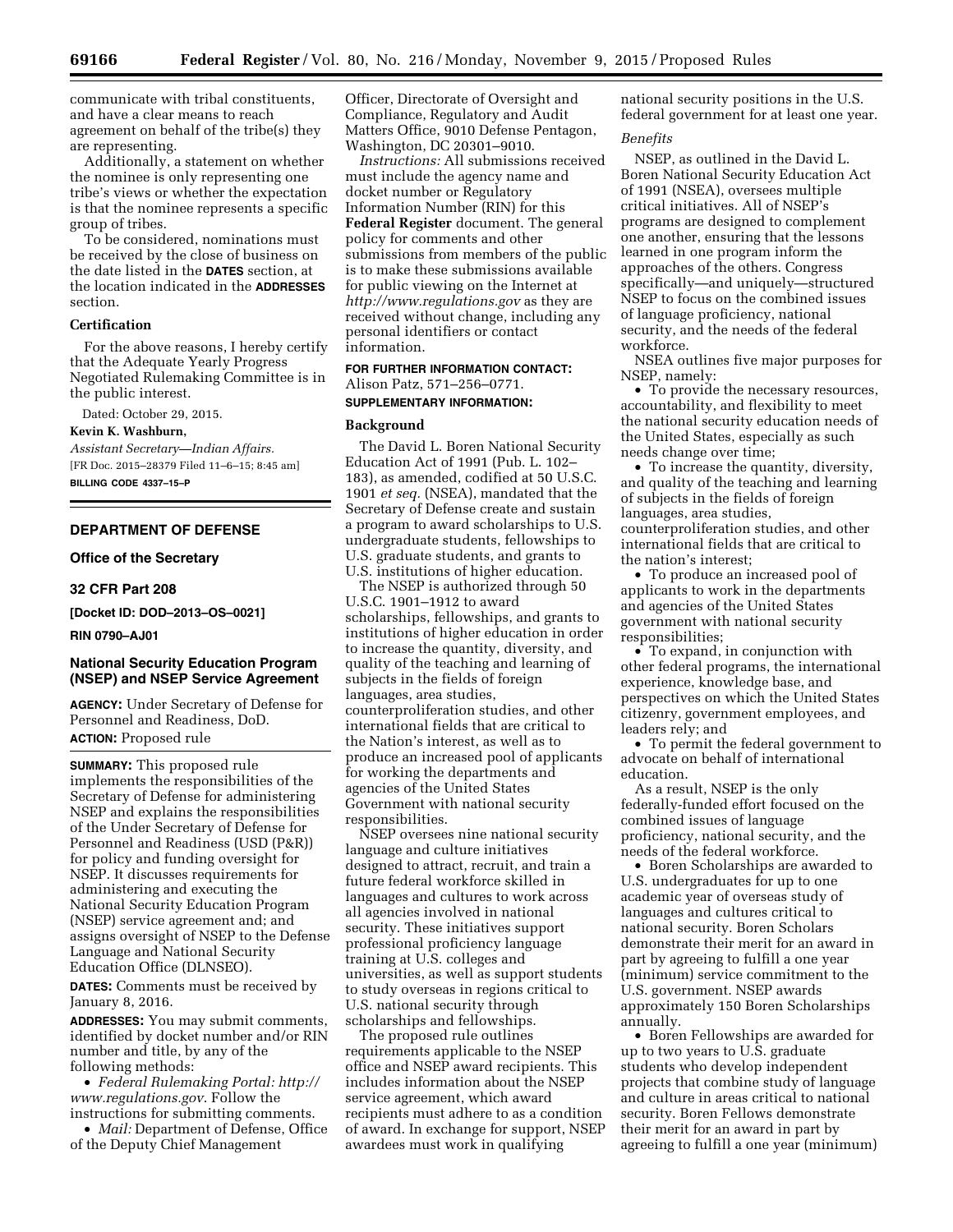communicate with tribal constituents, and have a clear means to reach agreement on behalf of the tribe(s) they are representing.

Additionally, a statement on whether the nominee is only representing one tribe's views or whether the expectation is that the nominee represents a specific group of tribes.

To be considered, nominations must be received by the close of business on the date listed in the **DATES** section, at the location indicated in the **ADDRESSES** section.

### Certification

For the above reasons, I hereby certify that the Adequate Yearly Progress Negotiated Rulemaking Committee is in the public interest.

Dated: October 29, 2015.

**Kevin K. Washburn,**

*Assistant Secretary—Indian Affairs.*

[FR Doc. 2015–28379 Filed 11–6–15; 8:45 am]

**BILLING CODE 4337–15–P**

---

## DEPARTMENT OF DEFENSE

### Office of the Secretary

### 32 CFR Part 208

**[Docket ID: DOD–2013–OS–0021]**

**RIN 0790–AJ01**

## National Security Education Program (NSEP) and NSEP Service Agreement

**AGENCY:** Under Secretary of Defense for Personnel and Readiness, DoD.

**ACTION:** Proposed rule

**SUMMARY:** This proposed rule implements the responsibilities of the Secretary of Defense for administering NSEP and explains the responsibilities of the Under Secretary of Defense for Personnel and Readiness (USD (P&R)) for policy and funding oversight for NSEP. It discusses requirements for administering and executing the National Security Education Program (NSEP) service agreement and; and assigns oversight of NSEP to the Defense Language and National Security Education Office (DLNSEO).

**DATES:** Comments must be received by January 8, 2016.

**ADDRESSES:** You may submit comments, identified by docket number and/or RIN number and title, by any of the following methods:

- *Federal Rulemaking Portal: http://www.regulations.gov*. Follow the instructions for submitting comments.
- *Mail:* Department of Defense, Office of the Deputy Chief Management Officer, Directorate of Oversight and Compliance, Regulatory and Audit Matters Office, 9010 Defense Pentagon, Washington, DC 20301–9010.

*Instructions:* All submissions received must include the agency name and docket number or Regulatory Information Number (RIN) for this **Federal Register** document. The general policy for comments and other submissions from members of the public is to make these submissions available for public viewing on the Internet at *http://www.regulations.gov* as they are received without change, including any personal identifiers or contact information.

**FOR FURTHER INFORMATION CONTACT:** Alison Patz, 571–256–0771.

**SUPPLEMENTARY INFORMATION:**

### Background

The David L. Boren National Security Education Act of 1991 (Pub. L. 102–183), as amended, codified at 50 U.S.C. 1901 *et seq.* (NSEA), mandated that the Secretary of Defense create and sustain a program to award scholarships to U.S. undergraduate students, fellowships to U.S. graduate students, and grants to U.S. institutions of higher education.

The NSEP is authorized through 50 U.S.C. 1901–1912 to award scholarships, fellowships, and grants to institutions of higher education in order to increase the quantity, diversity, and quality of the teaching and learning of subjects in the fields of foreign languages, area studies, counterproliferation studies, and other international fields that are critical to the Nation's interest, as well as to produce an increased pool of applicants for working the departments and agencies of the United States Government with national security responsibilities.

NSEP oversees nine national security language and culture initiatives designed to attract, recruit, and train a future federal workforce skilled in languages and cultures to work across all agencies involved in national security. These initiatives support professional proficiency language training at U.S. colleges and universities, as well as support students to study overseas in regions critical to U.S. national security through scholarships and fellowships.

The proposed rule outlines requirements applicable to the NSEP office and NSEP award recipients. This includes information about the NSEP service agreement, which award recipients must adhere to as a condition of award. In exchange for support, NSEP awardees must work in qualifying national security positions in the U.S. federal government for at least one year.

*Benefits*

NSEP, as outlined in the David L. Boren National Security Education Act of 1991 (NSEA), oversees multiple critical initiatives. All of NSEP's programs are designed to complement one another, ensuring that the lessons learned in one program inform the approaches of the others. Congress specifically—and uniquely—structured NSEP to focus on the combined issues of language proficiency, national security, and the needs of the federal workforce.

NSEA outlines five major purposes for NSEP, namely:

- To provide the necessary resources, accountability, and flexibility to meet the national security education needs of the United States, especially as such needs change over time;
- To increase the quantity, diversity, and quality of the teaching and learning of subjects in the fields of foreign languages, area studies, counterproliferation studies, and other international fields that are critical to the nation's interest;
- To produce an increased pool of applicants to work in the departments and agencies of the United States government with national security responsibilities;
- To expand, in conjunction with other federal programs, the international experience, knowledge base, and perspectives on which the United States citizenry, government employees, and leaders rely; and
- To permit the federal government to advocate on behalf of international education.

As a result, NSEP is the only federally-funded effort focused on the combined issues of language proficiency, national security, and the needs of the federal workforce.

- Boren Scholarships are awarded to U.S. undergraduates for up to one academic year of overseas study of languages and cultures critical to national security. Boren Scholars demonstrate their merit for an award in part by agreeing to fulfill a one year (minimum) service commitment to the U.S. government. NSEP awards approximately 150 Boren Scholarships annually.
- Boren Fellowships are awarded for up to two years to U.S. graduate students who develop independent projects that combine study of language and culture in areas critical to national security. Boren Fellows demonstrate their merit for an award in part by agreeing to fulfill a one year (minimum)